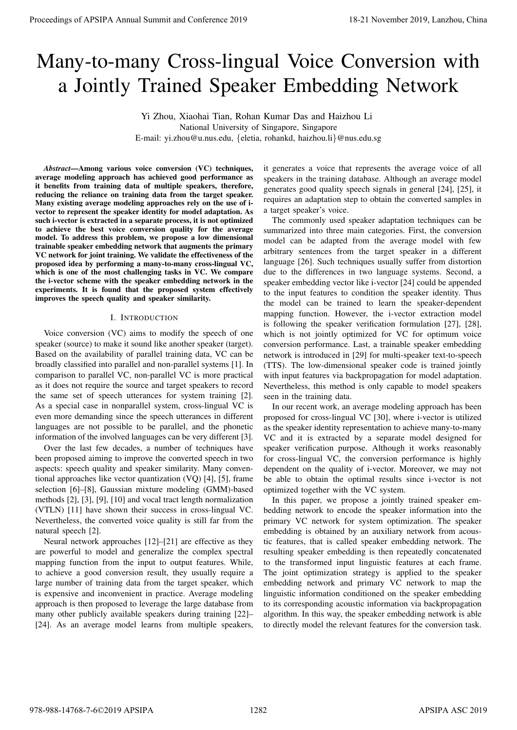# Many-to-many Cross-lingual Voice Conversion with a Jointly Trained Speaker Embedding Network

Yi Zhou, Xiaohai Tian, Rohan Kumar Das and Haizhou Li

National University of Singapore, Singapore

E-mail: yi.zhou@u.nus.edu, {eletia, rohankd, haizhou.li}@nus.edu.sg

***Abstract*—Among various voice conversion (VC) techniques, average modeling approach has achieved good performance as it benefits from training data of multiple speakers, therefore, reducing the reliance on training data from the target speaker. Many existing average modeling approaches rely on the use of i-vector to represent the speaker identity for model adaptation. As such i-vector is extracted in a separate process, it is not optimized to achieve the best voice conversion quality for the average model. To address this problem, we propose a low dimensional trainable speaker embedding network that augments the primary VC network for joint training. We validate the effectiveness of the proposed idea by performing a many-to-many cross-lingual VC, which is one of the most challenging tasks in VC. We compare the i-vector scheme with the speaker embedding network in the experiments. It is found that the proposed system effectively improves the speech quality and speaker similarity.**

## I. Introduction

Voice conversion (VC) aims to modify the speech of one speaker (source) to make it sound like another speaker (target). Based on the availability of parallel training data, VC can be broadly classified into parallel and non-parallel systems [1]. In comparison to parallel VC, non-parallel VC is more practical as it does not require the source and target speakers to record the same set of speech utterances for system training [2]. As a special case in nonparallel system, cross-lingual VC is even more demanding since the speech utterances in different languages are not possible to be parallel, and the phonetic information of the involved languages can be very different [3].

Over the last few decades, a number of techniques have been proposed aiming to improve the converted speech in two aspects: speech quality and speaker similarity. Many conventional approaches like vector quantization (VQ) [4], [5], frame selection [6]–[8], Gaussian mixture modeling (GMM)-based methods [2], [3], [9], [10] and vocal tract length normalization (VTLN) [11] have shown their success in cross-lingual VC. Nevertheless, the converted voice quality is still far from the natural speech [2].

Neural network approaches [12]–[21] are effective as they are powerful to model and generalize the complex spectral mapping function from the input to output features. While, to achieve a good conversion result, they usually require a large number of training data from the target speaker, which is expensive and inconvenient in practice. Average modeling approach is then proposed to leverage the large database from many other publicly available speakers during training [22]–[24]. As an average model learns from multiple speakers, it generates a voice that represents the average voice of all speakers in the training database. Although an average model generates good quality speech signals in general [24], [25], it requires an adaptation step to obtain the converted samples in a target speaker's voice.

The commonly used speaker adaptation techniques can be summarized into three main categories. First, the conversion model can be adapted from the average model with few arbitrary sentences from the target speaker in a different language [26]. Such techniques usually suffer from distortion due to the differences in two language systems. Second, a speaker embedding vector like i-vector [24] could be appended to the input features to condition the speaker identity. Thus the model can be trained to learn the speaker-dependent mapping function. However, the i-vector extraction model is following the speaker verification formulation [27], [28], which is not jointly optimized for VC for optimum voice conversion performance. Last, a trainable speaker embedding network is introduced in [29] for multi-speaker text-to-speech (TTS). The low-dimensional speaker code is trained jointly with input features via backpropagation for model adaptation. Nevertheless, this method is only capable to model speakers seen in the training data.

In our recent work, an average modeling approach has been proposed for cross-lingual VC [30], where i-vector is utilized as the speaker identity representation to achieve many-to-many VC and it is extracted by a separate model designed for speaker verification purpose. Although it works reasonably for cross-lingual VC, the conversion performance is highly dependent on the quality of i-vector. Moreover, we may not be able to obtain the optimal results since i-vector is not optimized together with the VC system.

In this paper, we propose a jointly trained speaker embedding network to encode the speaker information into the primary VC network for system optimization. The speaker embedding is obtained by an auxiliary network from acoustic features, that is called speaker embedding network. The resulting speaker embedding is then repeatedly concatenated to the transformed input linguistic features at each frame. The joint optimization strategy is applied to the speaker embedding network and primary VC network to map the linguistic information conditioned on the speaker embedding to its corresponding acoustic information via backpropagation algorithm. In this way, the speaker embedding network is able to directly model the relevant features for the conversion task.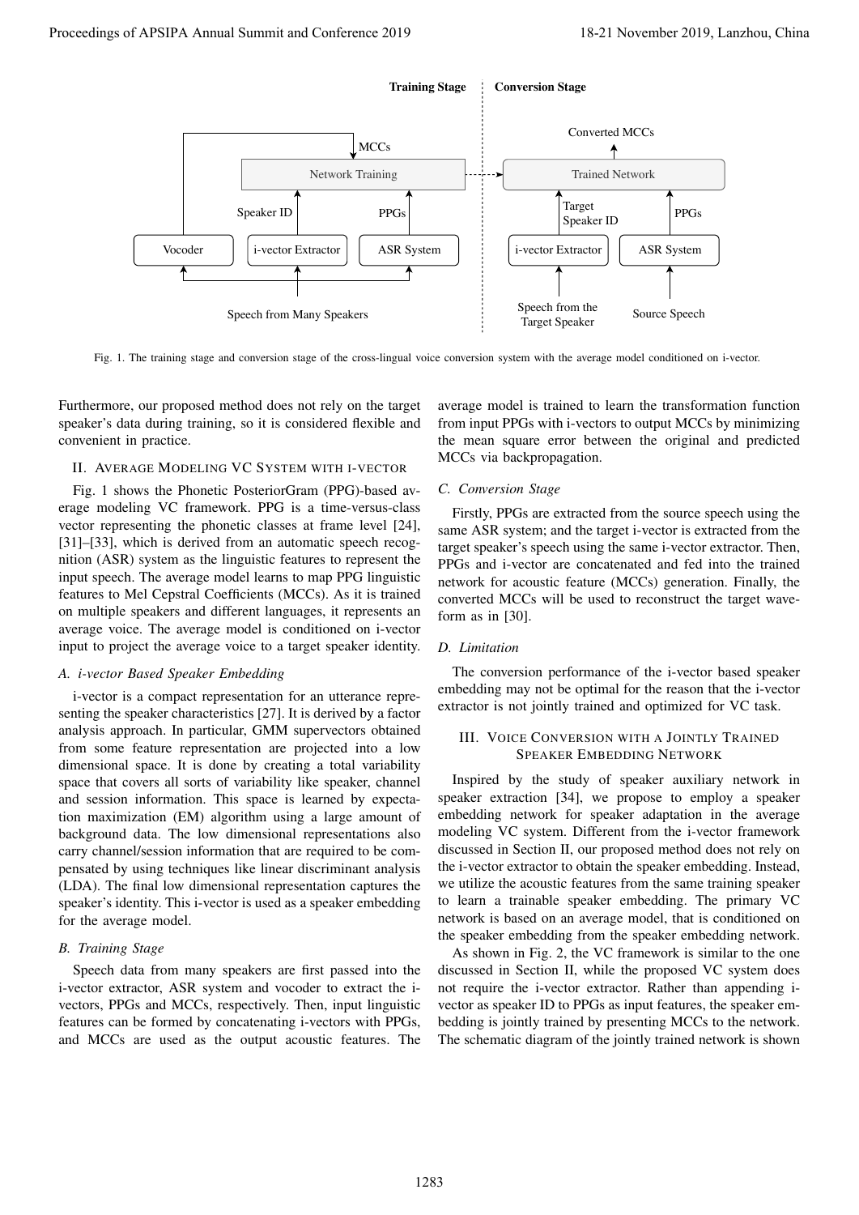Fig. 1. The training stage and conversion stage of the cross-lingual voice conversion system with the average model conditioned on i-vector.

Furthermore, our proposed method does not rely on the target speaker's data during training, so it is considered flexible and convenient in practice.

## II. Average Modeling VC System with i-vector

Fig. 1 shows the Phonetic PosteriorGram (PPG)-based average modeling VC framework. PPG is a time-versus-class vector representing the phonetic classes at frame level [24], [31]–[33], which is derived from an automatic speech recognition (ASR) system as the linguistic features to represent the input speech. The average model learns to map PPG linguistic features to Mel Cepstral Coefficients (MCCs). As it is trained on multiple speakers and different languages, it represents an average voice. The average model is conditioned on i-vector input to project the average voice to a target speaker identity.

### A. i-vector Based Speaker Embedding

i-vector is a compact representation for an utterance representing the speaker characteristics [27]. It is derived by a factor analysis approach. In particular, GMM supervectors obtained from some feature representation are projected into a low dimensional space. It is done by creating a total variability space that covers all sorts of variability like speaker, channel and session information. This space is learned by expectation maximization (EM) algorithm using a large amount of background data. The low dimensional representations also carry channel/session information that are required to be compensated by using techniques like linear discriminant analysis (LDA). The final low dimensional representation captures the speaker's identity. This i-vector is used as a speaker embedding for the average model.

### B. Training Stage

Speech data from many speakers are first passed into the i-vector extractor, ASR system and vocoder to extract the i-vectors, PPGs and MCCs, respectively. Then, input linguistic features can be formed by concatenating i-vectors with PPGs, and MCCs are used as the output acoustic features. The average model is trained to learn the transformation function from input PPGs with i-vectors to output MCCs by minimizing the mean square error between the original and predicted MCCs via backpropagation.

### C. Conversion Stage

Firstly, PPGs are extracted from the source speech using the same ASR system; and the target i-vector is extracted from the target speaker's speech using the same i-vector extractor. Then, PPGs and i-vector are concatenated and fed into the trained network for acoustic feature (MCCs) generation. Finally, the converted MCCs will be used to reconstruct the target waveform as in [30].

### D. Limitation

The conversion performance of the i-vector based speaker embedding may not be optimal for the reason that the i-vector extractor is not jointly trained and optimized for VC task.

## III. Voice Conversion with a Jointly Trained Speaker Embedding Network

Inspired by the study of speaker auxiliary network in speaker extraction [34], we propose to employ a speaker embedding network for speaker adaptation in the average modeling VC system. Different from the i-vector framework discussed in Section II, our proposed method does not rely on the i-vector extractor to obtain the speaker embedding. Instead, we utilize the acoustic features from the same training speaker to learn a trainable speaker embedding. The primary VC network is based on an average model, that is conditioned on the speaker embedding from the speaker embedding network.

As shown in Fig. 2, the VC framework is similar to the one discussed in Section II, while the proposed VC system does not require the i-vector extractor. Rather than appending i-vector as speaker ID to PPGs as input features, the speaker embedding is jointly trained by presenting MCCs to the network. The schematic diagram of the jointly trained network is shown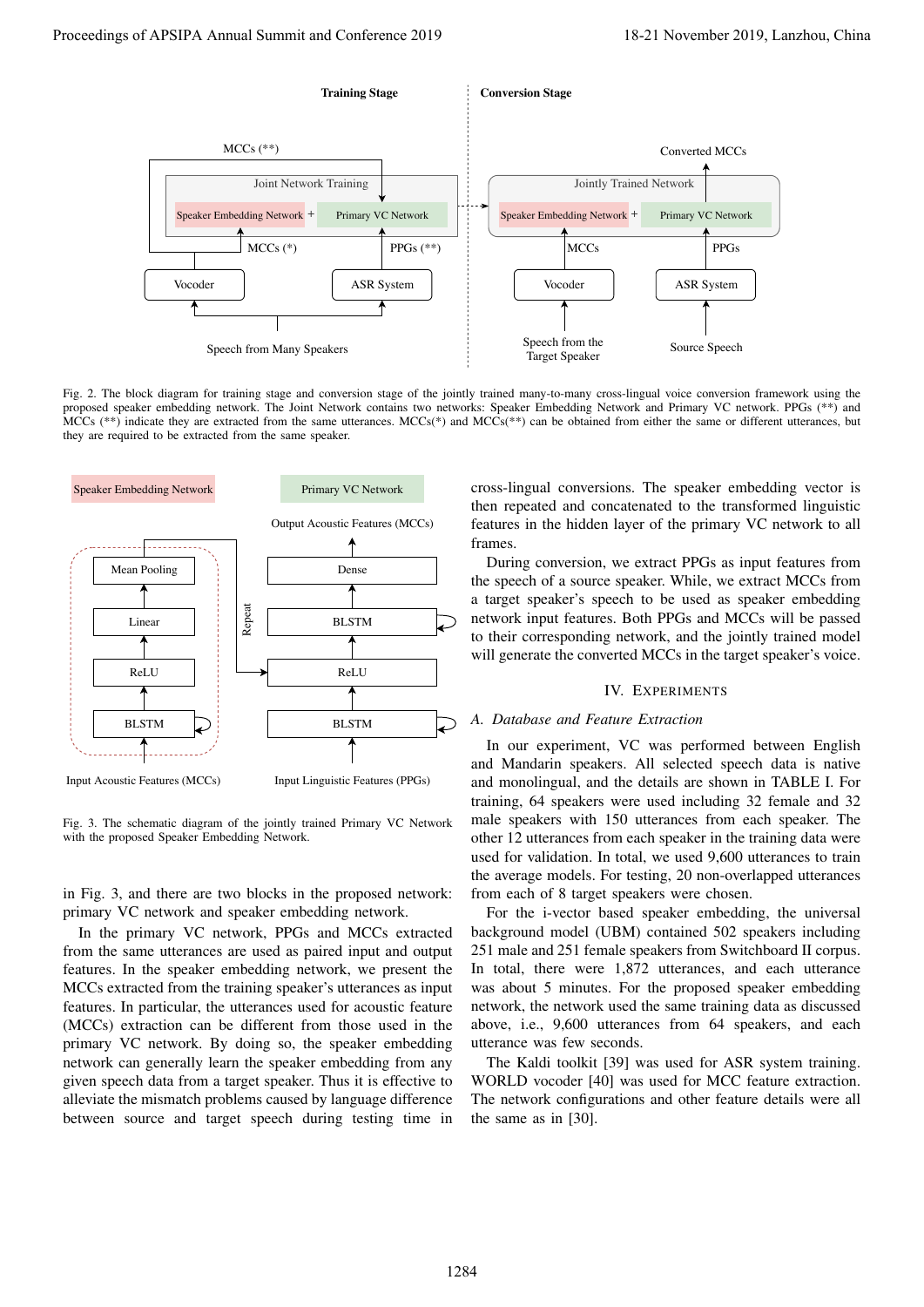Training Stage

Conversion Stage

MCCs (**)

Converted MCCs

Joint Network Training

Jointly Trained Network

Speaker Embedding Network + Primary VC Network

Speaker Embedding Network + Primary VC Network

MCCs (*)

PPGs (**)

MCCs

PPGs

Vocoder

ASR System

Vocoder

ASR System

Speech from Many Speakers

Speech from the Target Speaker

Source Speech

Fig. 2. The block diagram for training stage and conversion stage of the jointly trained many-to-many cross-lingual voice conversion framework using the proposed speaker embedding network. The Joint Network contains two networks: Speaker Embedding Network and Primary VC network. PPGs (**) and MCCs (**) indicate they are extracted from the same utterances. MCCs(*) and MCCs(**) can be obtained from either the same or different utterances, but they are required to be extracted from the same speaker.

Speaker Embedding Network

Primary VC Network

Output Acoustic Features (MCCs)

Mean Pooling

Linear

ReLU

BLSTM

Repeat

Dense

BLSTM

ReLU

BLSTM

Input Acoustic Features (MCCs)

Input Linguistic Features (PPGs)

Fig. 3. The schematic diagram of the jointly trained Primary VC Network with the proposed Speaker Embedding Network.

in Fig. 3, and there are two blocks in the proposed network: primary VC network and speaker embedding network.

In the primary VC network, PPGs and MCCs extracted from the same utterances are used as paired input and output features. In the speaker embedding network, we present the MCCs extracted from the training speaker's utterances as input features. In particular, the utterances used for acoustic feature (MCCs) extraction can be different from those used in the primary VC network. By doing so, the speaker embedding network can generally learn the speaker embedding from any given speech data from a target speaker. Thus it is effective to alleviate the mismatch problems caused by language difference between source and target speech during testing time in cross-lingual conversions. The speaker embedding vector is then repeated and concatenated to the transformed linguistic features in the hidden layer of the primary VC network to all frames.

During conversion, we extract PPGs as input features from the speech of a source speaker. While, we extract MCCs from a target speaker's speech to be used as speaker embedding network input features. Both PPGs and MCCs will be passed to their corresponding network, and the jointly trained model will generate the converted MCCs in the target speaker's voice.

## IV. Experiments

### A. Database and Feature Extraction

In our experiment, VC was performed between English and Mandarin speakers. All selected speech data is native and monolingual, and the details are shown in TABLE I. For training, 64 speakers were used including 32 female and 32 male speakers with 150 utterances from each speaker. The other 12 utterances from each speaker in the training data were used for validation. In total, we used 9,600 utterances to train the average models. For testing, 20 non-overlapped utterances from each of 8 target speakers were chosen.

For the i-vector based speaker embedding, the universal background model (UBM) contained 502 speakers including 251 male and 251 female speakers from Switchboard II corpus. In total, there were 1,872 utterances, and each utterance was about 5 minutes. For the proposed speaker embedding network, the network used the same training data as discussed above, i.e., 9,600 utterances from 64 speakers, and each utterance was few seconds.

The Kaldi toolkit [39] was used for ASR system training. WORLD vocoder [40] was used for MCC feature extraction. The network configurations and other feature details were all the same as in [30].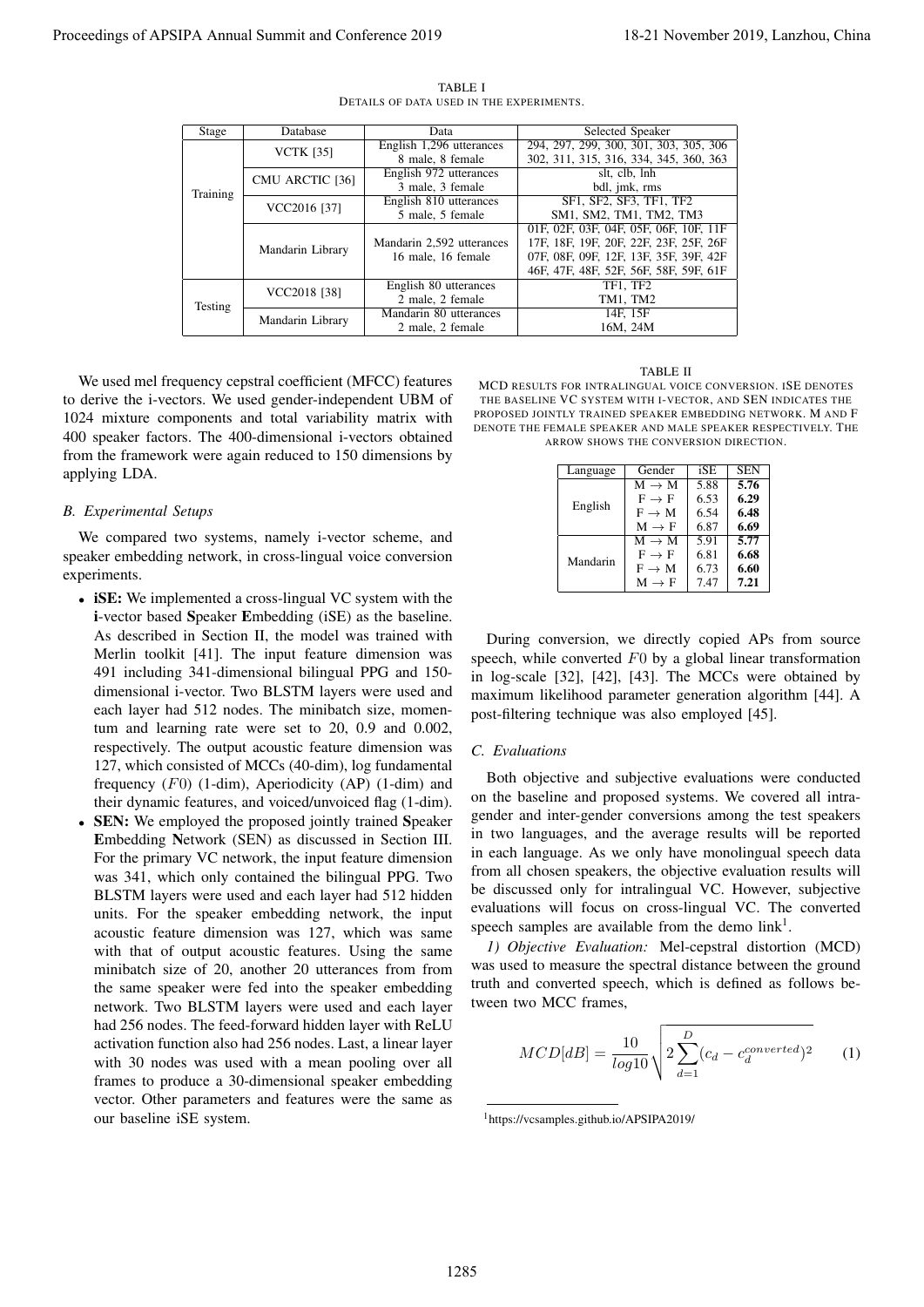TABLE I
DETAILS OF DATA USED IN THE EXPERIMENTS.

| Stage | Database | Data | Selected Speaker |
|---|---|---|---|
| Training | VCTK [35] | English 1,296 utterances<br>8 male, 8 female | 294, 297, 299, 300, 301, 303, 305, 306<br>302, 311, 315, 316, 334, 345, 360, 363 |
| | CMU ARCTIC [36] | English 972 utterances<br>3 male, 3 female | slt, clb, lnh<br>bdl, jmk, rms |
| | VCC2016 [37] | English 810 utterances<br>5 male, 5 female | SF1, SF2, SF3, TF1, TF2<br>SM1, SM2, TM1, TM2, TM3 |
| | Mandarin Library | Mandarin 2,592 utterances<br>16 male, 16 female | 01F, 02F, 03F, 04F, 05F, 06F, 10F, 11F<br>17F, 18F, 19F, 20F, 22F, 23F, 25F, 26F<br>07F, 08F, 09F, 12F, 13F, 35F, 39F, 42F<br>46F, 47F, 48F, 52F, 56F, 58F, 59F, 61F |
| Testing | VCC2018 [38] | English 80 utterances<br>2 male, 2 female | TF1, TF2<br>TM1, TM2 |
| | Mandarin Library | Mandarin 80 utterances<br>2 male, 2 female | 14F, 15F<br>16M, 24M |

We used mel frequency cepstral coefficient (MFCC) features to derive the i-vectors. We used gender-independent UBM of 1024 mixture components and total variability matrix with 400 speaker factors. The 400-dimensional i-vectors obtained from the framework were again reduced to 150 dimensions by applying LDA.

### B. Experimental Setups

We compared two systems, namely i-vector scheme, and speaker embedding network, in cross-lingual voice conversion experiments.

- **iSE:** We implemented a cross-lingual VC system with the **i**-vector based **S**peaker **E**mbedding (iSE) as the baseline. As described in Section II, the model was trained with Merlin toolkit [41]. The input feature dimension was 491 including 341-dimensional bilingual PPG and 150-dimensional i-vector. Two BLSTM layers were used and each layer had 512 nodes. The minibatch size, momentum and learning rate were set to 20, 0.9 and 0.002, respectively. The output acoustic feature dimension was 127, which consisted of MCCs (40-dim), log fundamental frequency ($F0$) (1-dim), Aperiodicity (AP) (1-dim) and their dynamic features, and voiced/unvoiced flag (1-dim).
- **SEN:** We employed the proposed jointly trained **S**peaker **E**mbedding **N**etwork (SEN) as discussed in Section III. For the primary VC network, the input feature dimension was 341, which only contained the bilingual PPG. Two BLSTM layers were used and each layer had 512 hidden units. For the speaker embedding network, the input acoustic feature dimension was 127, which was same with that of output acoustic features. Using the same minibatch size of 20, another 20 utterances from from the same speaker were fed into the speaker embedding network. Two BLSTM layers were used and each layer had 256 nodes. The feed-forward hidden layer with ReLU activation function also had 256 nodes. Last, a linear layer with 30 nodes was used with a mean pooling over all frames to produce a 30-dimensional speaker embedding vector. Other parameters and features were the same as our baseline iSE system.

TABLE II
MCD RESULTS FOR INTRALINGUAL VOICE CONVERSION. ISE DENOTES THE BASELINE VC SYSTEM WITH I-VECTOR, AND SEN INDICATES THE PROPOSED JOINTLY TRAINED SPEAKER EMBEDDING NETWORK. M AND F DENOTE THE FEMALE SPEAKER AND MALE SPEAKER RESPECTIVELY. THE ARROW SHOWS THE CONVERSION DIRECTION.

| Language | Gender | iSE | SEN |
|---|---|---|---|
| English | M → M | 5.88 | **5.76** |
| | F → F | 6.53 | **6.29** |
| | F → M | 6.54 | **6.48** |
| | M → F | 6.87 | **6.69** |
| Mandarin | M → M | 5.91 | **5.77** |
| | F → F | 6.81 | **6.68** |
| | F → M | 6.73 | **6.60** |
| | M → F | 7.47 | **7.21** |

During conversion, we directly copied APs from source speech, while converted $F0$ by a global linear transformation in log-scale [32], [42], [43]. The MCCs were obtained by maximum likelihood parameter generation algorithm [44]. A post-filtering technique was also employed [45].

### C. Evaluations

Both objective and subjective evaluations were conducted on the baseline and proposed systems. We covered all intra-gender and inter-gender conversions among the test speakers in two languages, and the average results will be reported in each language. As we only have monolingual speech data from all chosen speakers, the objective evaluation results will be discussed only for intralingual VC. However, subjective evaluations will focus on cross-lingual VC. The converted speech samples are available from the demo link[1].

*1) Objective Evaluation:* Mel-cepstral distortion (MCD) was used to measure the spectral distance between the ground truth and converted speech, which is defined as follows between two MCC frames,

$$MCD[dB] = \frac{10}{log10}\sqrt{2\sum_{d=1}^{D}(c_d - c_d^{converted})^2} \tag{1}$$

[1] https://vcsamples.github.io/APSIPA2019/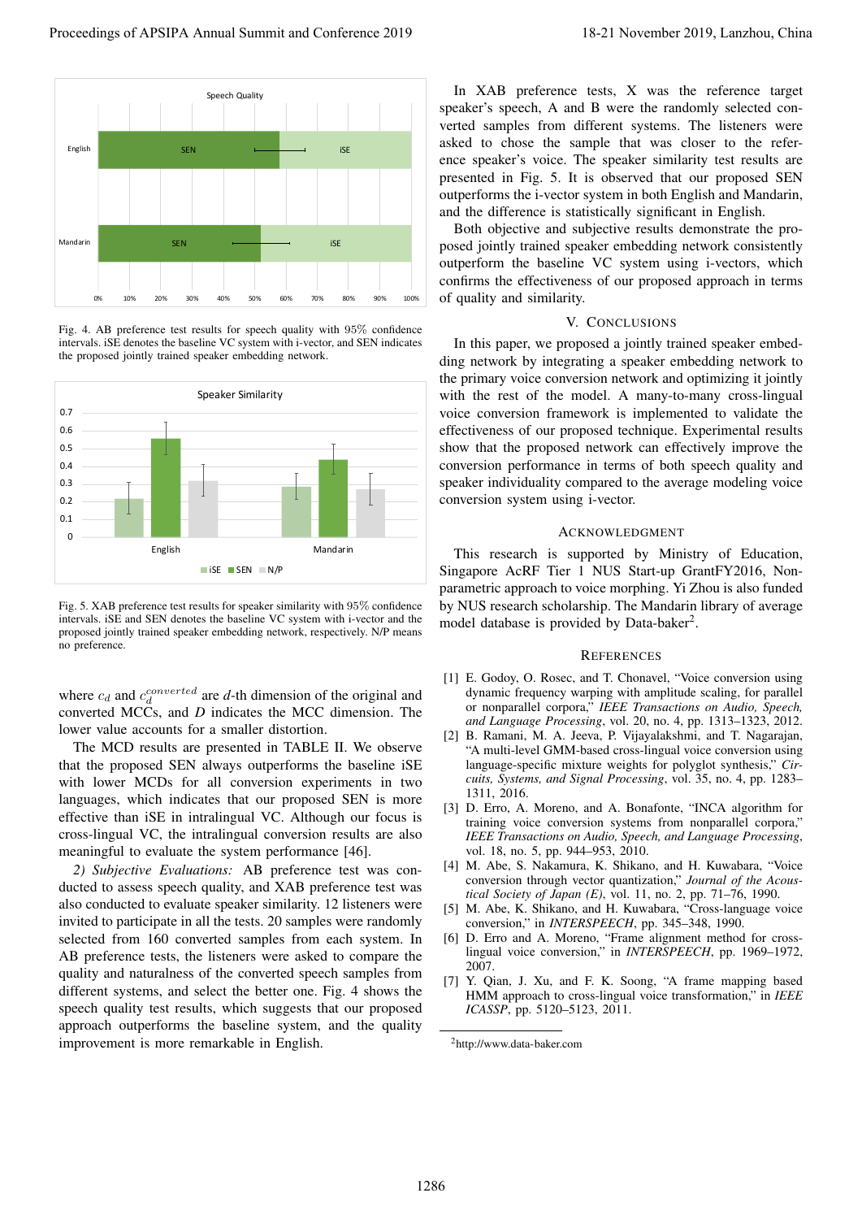Fig. 4. AB preference test results for speech quality with 95% confidence intervals. iSE denotes the baseline VC system with i-vector, and SEN indicates the proposed jointly trained speaker embedding network.

Fig. 5. XAB preference test results for speaker similarity with 95% confidence intervals. iSE and SEN denotes the baseline VC system with i-vector and the proposed jointly trained speaker embedding network, respectively. N/P means no preference.

where $c_d$ and $c_d^{converted}$ are $d$-th dimension of the original and converted MCCs, and $D$ indicates the MCC dimension. The lower value accounts for a smaller distortion.

The MCD results are presented in TABLE II. We observe that the proposed SEN always outperforms the baseline iSE with lower MCDs for all conversion experiments in two languages, which indicates that our proposed SEN is more effective than iSE in intralingual VC. Although our focus is cross-lingual VC, the intralingual conversion results are also meaningful to evaluate the system performance [46].

*2) Subjective Evaluations:* AB preference test was conducted to assess speech quality, and XAB preference test was also conducted to evaluate speaker similarity. 12 listeners were invited to participate in all the tests. 20 samples were randomly selected from 160 converted samples from each system. In AB preference tests, the listeners were asked to compare the quality and naturalness of the converted speech samples from different systems, and select the better one. Fig. 4 shows the speech quality test results, which suggests that our proposed approach outperforms the baseline system, and the quality improvement is more remarkable in English.

In XAB preference tests, X was the reference target speaker's speech, A and B were the randomly selected converted samples from different systems. The listeners were asked to chose the sample that was closer to the reference speaker's voice. The speaker similarity test results are presented in Fig. 5. It is observed that our proposed SEN outperforms the i-vector system in both English and Mandarin, and the difference is statistically significant in English.

Both objective and subjective results demonstrate the proposed jointly trained speaker embedding network consistently outperform the baseline VC system using i-vectors, which confirms the effectiveness of our proposed approach in terms of quality and similarity.

## V. Conclusions

In this paper, we proposed a jointly trained speaker embedding network by integrating a speaker embedding network to the primary voice conversion network and optimizing it jointly with the rest of the model. A many-to-many cross-lingual voice conversion framework is implemented to validate the effectiveness of our proposed technique. Experimental results show that the proposed network can effectively improve the conversion performance in terms of both speech quality and speaker individuality compared to the average modeling voice conversion system using i-vector.

## Acknowledgment

This research is supported by Ministry of Education, Singapore AcRF Tier 1 NUS Start-up GrantFY2016, Non-parametric approach to voice morphing. Yi Zhou is also funded by NUS research scholarship. The Mandarin library of average model database is provided by Data-baker[2].

## References

[1] E. Godoy, O. Rosec, and T. Chonavel, "Voice conversion using dynamic frequency warping with amplitude scaling, for parallel or nonparallel corpora," *IEEE Transactions on Audio, Speech, and Language Processing*, vol. 20, no. 4, pp. 1313–1323, 2012.

[2] B. Ramani, M. A. Jeeva, P. Vijayalakshmi, and T. Nagarajan, "A multi-level GMM-based cross-lingual voice conversion using language-specific mixture weights for polyglot synthesis," *Circuits, Systems, and Signal Processing*, vol. 35, no. 4, pp. 1283–1311, 2016.

[3] D. Erro, A. Moreno, and A. Bonafonte, "INCA algorithm for training voice conversion systems from nonparallel corpora," *IEEE Transactions on Audio, Speech, and Language Processing*, vol. 18, no. 5, pp. 944–953, 2010.

[4] M. Abe, S. Nakamura, K. Shikano, and H. Kuwabara, "Voice conversion through vector quantization," *Journal of the Acoustical Society of Japan (E)*, vol. 11, no. 2, pp. 71–76, 1990.

[5] M. Abe, K. Shikano, and H. Kuwabara, "Cross-language voice conversion," in *INTERSPEECH*, pp. 345–348, 1990.

[6] D. Erro and A. Moreno, "Frame alignment method for cross-lingual voice conversion," in *INTERSPEECH*, pp. 1969–1972, 2007.

[7] Y. Qian, J. Xu, and F. K. Soong, "A frame mapping based HMM approach to cross-lingual voice transformation," in *IEEE ICASSP*, pp. 5120–5123, 2011.

[2] http://www.data-baker.com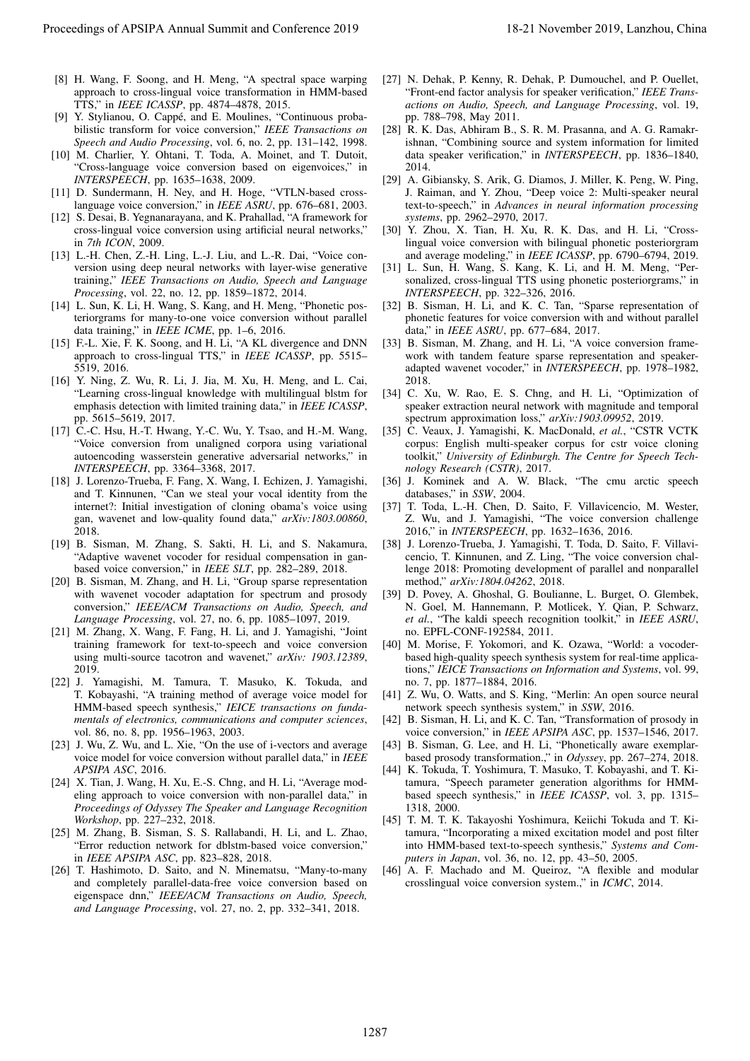[8] H. Wang, F. Soong, and H. Meng, "A spectral space warping approach to cross-lingual voice transformation in HMM-based TTS," in *IEEE ICASSP*, pp. 4874–4878, 2015.

[9] Y. Stylianou, O. Cappé, and E. Moulines, "Continuous probabilistic transform for voice conversion," *IEEE Transactions on Speech and Audio Processing*, vol. 6, no. 2, pp. 131–142, 1998.

[10] M. Charlier, Y. Ohtani, T. Toda, A. Moinet, and T. Dutoit, "Cross-language voice conversion based on eigenvoices," in *INTERSPEECH*, pp. 1635–1638, 2009.

[11] D. Sundermann, H. Ney, and H. Hoge, "VTLN-based cross-language voice conversion," in *IEEE ASRU*, pp. 676–681, 2003.

[12] S. Desai, B. Yegnanarayana, and K. Prahallad, "A framework for cross-lingual voice conversion using artificial neural networks," in *7th ICON*, 2009.

[13] L.-H. Chen, Z.-H. Ling, L.-J. Liu, and L.-R. Dai, "Voice conversion using deep neural networks with layer-wise generative training," *IEEE Transactions on Audio, Speech and Language Processing*, vol. 22, no. 12, pp. 1859–1872, 2014.

[14] L. Sun, K. Li, H. Wang, S. Kang, and H. Meng, "Phonetic posteriorgrams for many-to-one voice conversion without parallel data training," in *IEEE ICME*, pp. 1–6, 2016.

[15] F.-L. Xie, F. K. Soong, and H. Li, "A KL divergence and DNN approach to cross-lingual TTS," in *IEEE ICASSP*, pp. 5515–5519, 2016.

[16] Y. Ning, Z. Wu, R. Li, J. Jia, M. Xu, H. Meng, and L. Cai, "Learning cross-lingual knowledge with multilingual blstm for emphasis detection with limited training data," in *IEEE ICASSP*, pp. 5615–5619, 2017.

[17] C.-C. Hsu, H.-T. Hwang, Y.-C. Wu, Y. Tsao, and H.-M. Wang, "Voice conversion from unaligned corpora using variational autoencoding wasserstein generative adversarial networks," in *INTERSPEECH*, pp. 3364–3368, 2017.

[18] J. Lorenzo-Trueba, F. Fang, X. Wang, I. Echizen, J. Yamagishi, and T. Kinnunen, "Can we steal your vocal identity from the internet?: Initial investigation of cloning obama's voice using gan, wavenet and low-quality found data," *arXiv:1803.00860*, 2018.

[19] B. Sisman, M. Zhang, S. Sakti, H. Li, and S. Nakamura, "Adaptive wavenet vocoder for residual compensation in gan-based voice conversion," in *IEEE SLT*, pp. 282–289, 2018.

[20] B. Sisman, M. Zhang, and H. Li, "Group sparse representation with wavenet vocoder adaptation for spectrum and prosody conversion," *IEEE/ACM Transactions on Audio, Speech, and Language Processing*, vol. 27, no. 6, pp. 1085–1097, 2019.

[21] M. Zhang, X. Wang, F. Fang, H. Li, and J. Yamagishi, "Joint training framework for text-to-speech and voice conversion using multi-source tacotron and wavenet," *arXiv: 1903.12389*, 2019.

[22] J. Yamagishi, M. Tamura, T. Masuko, K. Tokuda, and T. Kobayashi, "A training method of average voice model for HMM-based speech synthesis," *IEICE transactions on fundamentals of electronics, communications and computer sciences*, vol. 86, no. 8, pp. 1956–1963, 2003.

[23] J. Wu, Z. Wu, and L. Xie, "On the use of i-vectors and average voice model for voice conversion without parallel data," in *IEEE APSIPA ASC*, 2016.

[24] X. Tian, J. Wang, H. Xu, E.-S. Chng, and H. Li, "Average modeling approach to voice conversion with non-parallel data," in *Proceedings of Odyssey The Speaker and Language Recognition Workshop*, pp. 227–232, 2018.

[25] M. Zhang, B. Sisman, S. S. Rallabandi, H. Li, and L. Zhao, "Error reduction network for dblstm-based voice conversion," in *IEEE APSIPA ASC*, pp. 823–828, 2018.

[26] T. Hashimoto, D. Saito, and N. Minematsu, "Many-to-many and completely parallel-data-free voice conversion based on eigenspace dnn," *IEEE/ACM Transactions on Audio, Speech, and Language Processing*, vol. 27, no. 2, pp. 332–341, 2018.

[27] N. Dehak, P. Kenny, R. Dehak, P. Dumouchel, and P. Ouellet, "Front-end factor analysis for speaker verification," *IEEE Transactions on Audio, Speech, and Language Processing*, vol. 19, pp. 788–798, May 2011.

[28] R. K. Das, Abhiram B., S. R. M. Prasanna, and A. G. Ramakrishnan, "Combining source and system information for limited data speaker verification," in *INTERSPEECH*, pp. 1836–1840, 2014.

[29] A. Gibiansky, S. Arik, G. Diamos, J. Miller, K. Peng, W. Ping, J. Raiman, and Y. Zhou, "Deep voice 2: Multi-speaker neural text-to-speech," in *Advances in neural information processing systems*, pp. 2962–2970, 2017.

[30] Y. Zhou, X. Tian, H. Xu, R. K. Das, and H. Li, "Cross-lingual voice conversion with bilingual phonetic posteriorgram and average modeling," in *IEEE ICASSP*, pp. 6790–6794, 2019.

[31] L. Sun, H. Wang, S. Kang, K. Li, and H. M. Meng, "Personalized, cross-lingual TTS using phonetic posteriorgrams," in *INTERSPEECH*, pp. 322–326, 2016.

[32] B. Sisman, H. Li, and K. C. Tan, "Sparse representation of phonetic features for voice conversion with and without parallel data," in *IEEE ASRU*, pp. 677–684, 2017.

[33] B. Sisman, M. Zhang, and H. Li, "A voice conversion framework with tandem feature sparse representation and speaker-adapted wavenet vocoder," in *INTERSPEECH*, pp. 1978–1982, 2018.

[34] C. Xu, W. Rao, E. S. Chng, and H. Li, "Optimization of speaker extraction neural network with magnitude and temporal spectrum approximation loss," *arXiv:1903.09952*, 2019.

[35] C. Veaux, J. Yamagishi, K. MacDonald, *et al.*, "CSTR VCTK corpus: English multi-speaker corpus for cstr voice cloning toolkit," *University of Edinburgh. The Centre for Speech Technology Research (CSTR)*, 2017.

[36] J. Kominek and A. W. Black, "The cmu arctic speech databases," in *SSW*, 2004.

[37] T. Toda, L.-H. Chen, D. Saito, F. Villavicencio, M. Wester, Z. Wu, and J. Yamagishi, "The voice conversion challenge 2016," in *INTERSPEECH*, pp. 1632–1636, 2016.

[38] J. Lorenzo-Trueba, J. Yamagishi, T. Toda, D. Saito, F. Villavicencio, T. Kinnunen, and Z. Ling, "The voice conversion challenge 2018: Promoting development of parallel and nonparallel method," *arXiv:1804.04262*, 2018.

[39] D. Povey, A. Ghoshal, G. Boulianne, L. Burget, O. Glembek, N. Goel, M. Hannemann, P. Motlicek, Y. Qian, P. Schwarz, *et al.*, "The kaldi speech recognition toolkit," in *IEEE ASRU*, no. EPFL-CONF-192584, 2011.

[40] M. Morise, F. Yokomori, and K. Ozawa, "World: a vocoder-based high-quality speech synthesis system for real-time applications," *IEICE Transactions on Information and Systems*, vol. 99, no. 7, pp. 1877–1884, 2016.

[41] Z. Wu, O. Watts, and S. King, "Merlin: An open source neural network speech synthesis system," in *SSW*, 2016.

[42] B. Sisman, H. Li, and K. C. Tan, "Transformation of prosody in voice conversion," in *IEEE APSIPA ASC*, pp. 1537–1546, 2017.

[43] B. Sisman, G. Lee, and H. Li, "Phonetically aware exemplar-based prosody transformation.," in *Odyssey*, pp. 267–274, 2018.

[44] K. Tokuda, T. Yoshimura, T. Masuko, T. Kobayashi, and T. Kitamura, "Speech parameter generation algorithms for HMM-based speech synthesis," in *IEEE ICASSP*, vol. 3, pp. 1315–1318, 2000.

[45] T. M. T. K. Takayoshi Yoshimura, Keiichi Tokuda and T. Kitamura, "Incorporating a mixed excitation model and post filter into HMM-based text-to-speech synthesis," *Systems and Computers in Japan*, vol. 36, no. 12, pp. 43–50, 2005.

[46] A. F. Machado and M. Queiroz, "A flexible and modular crosslingual voice conversion system.," in *ICMC*, 2014.